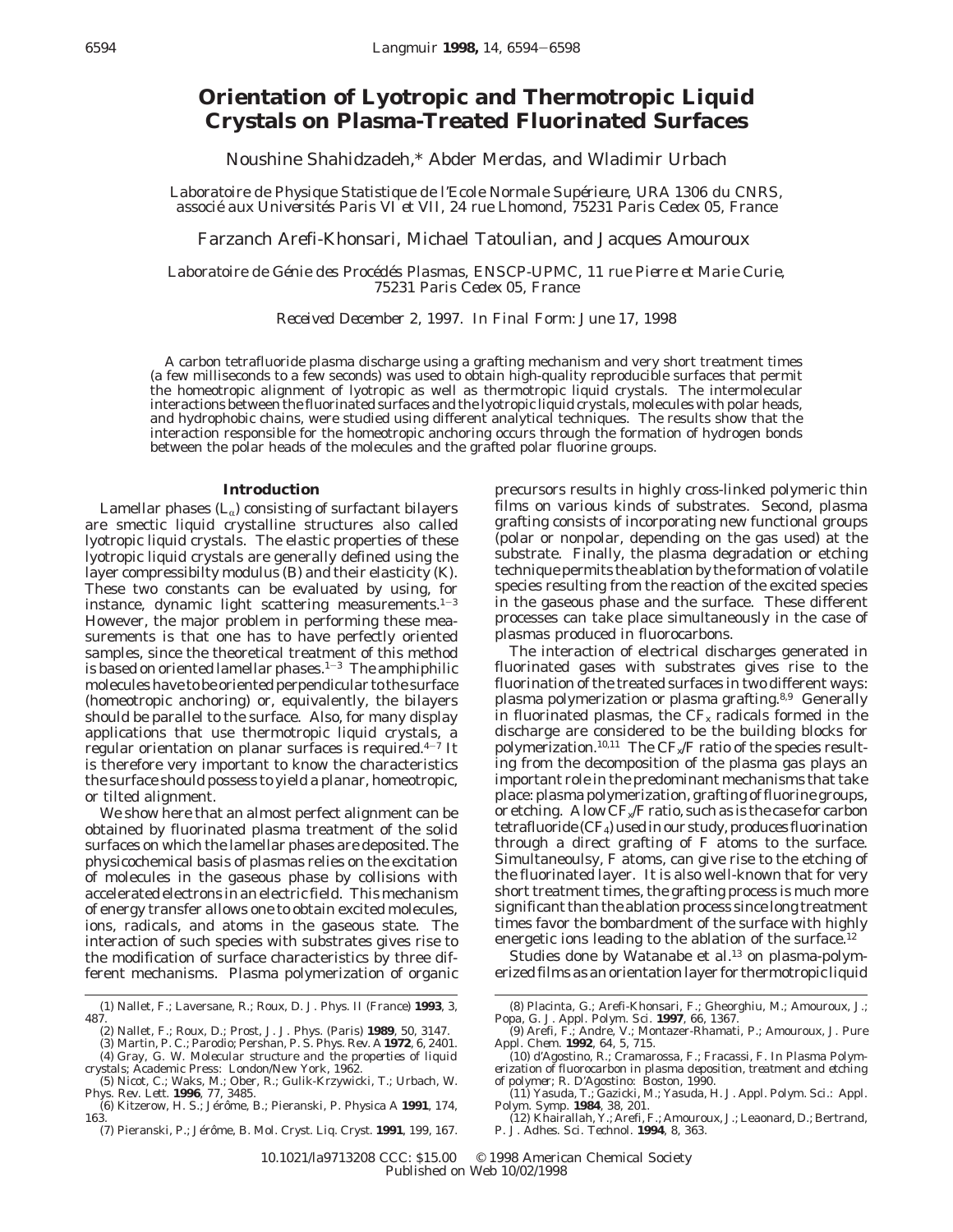# Orientation of Lyotropic and Thermotropic Liquid Crystals on Plasma-Treated Fluorinated Surfaces

Noushine Shahidzadeh,* Abder Merdas, and Wladimir Urbach

*Laboratoire de Physique Statistique de l'Ecole Normale Supérieure, URA 1306 du CNRS, associé aux Universités Paris VI et VII, 24 rue Lhomond, 75231 Paris Cedex 05, France*

Farzanch Arefi-Khonsari, Michael Tatoulian, and Jacques Amouroux

*Laboratoire de Génie des Procédés Plasmas, ENSCP-UPMC, 11 rue Pierre et Marie Curie, 75231 Paris Cedex 05, France*

*Received December 2, 1997. In Final Form: June 17, 1998*

A carbon tetrafluoride plasma discharge using a grafting mechanism and very short treatment times (a few milliseconds to a few seconds) was used to obtain high-quality reproducible surfaces that permit the homeotropic alignment of lyotropic as well as thermotropic liquid crystals. The intermolecular interactions between the fluorinated surfaces and the lyotropic liquid crystals, molecules with polar heads, and hydrophobic chains, were studied using different analytical techniques. The results show that the interaction responsible for the homeotropic anchoring occurs through the formation of hydrogen bonds between the polar heads of the molecules and the grafted polar fluorine groups.

## Introduction

Lamellar phases ($L_\alpha$) consisting of surfactant bilayers are smectic liquid crystalline structures also called lyotropic liquid crystals. The elastic properties of these lyotropic liquid crystals are generally defined using the layer compressibilty modulus (B) and their elasticity (K). These two constants can be evaluated by using, for instance, dynamic light scattering measurements.[1-3] However, the major problem in performing these measurements is that one has to have perfectly oriented samples, since the theoretical treatment of this method is based on oriented lamellar phases.[1-3] The amphiphilic molecules have to be oriented perpendicular to the surface (homeotropic anchoring) or, equivalently, the bilayers should be parallel to the surface. Also, for many display applications that use thermotropic liquid crystals, a regular orientation on planar surfaces is required.[4-7] It is therefore very important to know the characteristics the surface should possess to yield a planar, homeotropic, or tilted alignment.

We show here that an almost perfect alignment can be obtained by fluorinated plasma treatment of the solid surfaces on which the lamellar phases are deposited. The physicochemical basis of plasmas relies on the excitation of molecules in the gaseous phase by collisions with accelerated electrons in an electric field. This mechanism of energy transfer allows one to obtain excited molecules, ions, radicals, and atoms in the gaseous state. The interaction of such species with substrates gives rise to the modification of surface characteristics by three different mechanisms. Plasma polymerization of organic precursors results in highly cross-linked polymeric thin films on various kinds of substrates. Second, plasma grafting consists of incorporating new functional groups (polar or nonpolar, depending on the gas used) at the substrate. Finally, the plasma degradation or etching technique permits the ablation by the formation of volatile species resulting from the reaction of the excited species in the gaseous phase and the surface. These different processes can take place simultaneously in the case of plasmas produced in fluorocarbons.

The interaction of electrical discharges generated in fluorinated gases with substrates gives rise to the fluorination of the treated surfaces in two different ways: plasma polymerization or plasma grafting.[8,9] Generally in fluorinated plasmas, the $CF_x$ radicals formed in the discharge are considered to be the building blocks for polymerization.[10,11] The $CF_x$/F ratio of the species resulting from the decomposition of the plasma gas plays an important role in the predominant mechanisms that take place: plasma polymerization, grafting of fluorine groups, or etching. A low $CF_x$/F ratio, such as is the case for carbon tetrafluoride ($CF_4$) used in our study, produces fluorination through a direct grafting of F atoms to the surface. Simultaneoulsy, F atoms, can give rise to the etching of the fluorinated layer. It is also well-known that for very short treatment times, the grafting process is much more significant than the ablation process since long treatment times favor the bombardment of the surface with highly energetic ions leading to the ablation of the surface.[12]

Studies done by Watanabe et al.[13] on plasma-polymerized films as an orientation layer for thermotropic liquid

(1) Nallet, F.; Laversane, R.; Roux, D. *J. Phys. II (France)* **1993**, *3*, 487.
(2) Nallet, F.; Roux, D.; Prost, J. *J. Phys. (Paris)* **1989**, *50*, 3147.
(3) Martin, P. C.; Parodio; Pershan, P. S. *Phys. Rev. A* **1972**, *6*, 2401.
(4) Gray, G. W. *Molecular structure and the properties of liquid crystals*; Academic Press: London/New York, 1962.
(5) Nicot, C.; Waks, M.; Ober, R.; Gulik-Krzywicki, T.; Urbach, W. *Phys. Rev. Lett.* **1996**, *77*, 3485.
(6) Kitzerow, H. S.; Jérôme, B.; Pieranski, P. *Physica A* **1991**, *174*, 163.
(7) Pieranski, P.; Jérôme, B. *Mol. Cryst. Liq. Cryst.* **1991**, *199*, 167.
(8) Placinta, G.; Arefi-Khonsari, F.; Gheorghiu, M.; Amouroux, J.; Popa, G. *J. Appl. Polym. Sci.* **1997**, *66*, 1367.
(9) Arefi, F.; Andre, V.; Montazer-Rhamati, P.; Amouroux, J. *Pure Appl. Chem.* **1992**, *64*, 5, 715.
(10) d'Agostino, R.; Cramarossa, F.; Fracassi, F. In *Plasma Polymerization of fluorocarbon in plasma deposition, treatment and etching of polymer*; R. D'Agostino: Boston, 1990.
(11) Yasuda, T.; Gazicki, M.; Yasuda, H. *J. Appl. Polym. Sci.: Appl. Polym. Symp.* **1984**, *38*, 201.
(12) Khairallah, Y.; Arefi, F.; Amouroux, J.; Leaonard, D.; Bertrand, P. *J. Adhes. Sci. Technol.* **1994**, *8*, 363.

10.1021/la9713208 CCC: $15.00 © 1998 American Chemical Society
Published on Web 10/02/1998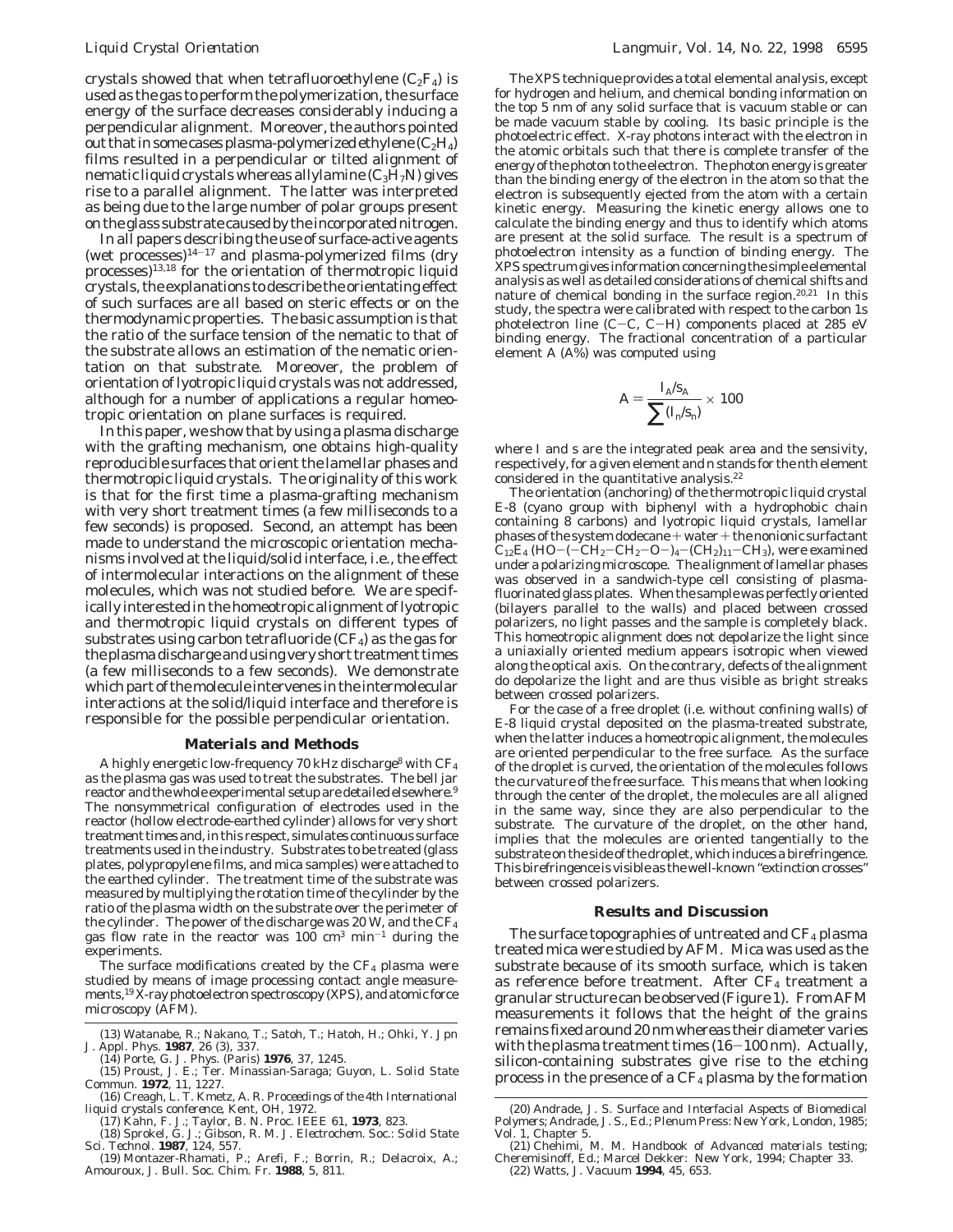crystals showed that when tetrafluoroethylene ($C_2F_4$) is used as the gas to perform the polymerization, the surface energy of the surface decreases considerably inducing a perpendicular alignment. Moreover, the authors pointed out that in some cases plasma-polymerized ethylene ($C_2H_4$) films resulted in a perpendicular or tilted alignment of nematic liquid crystals whereas allylamine ($C_3H_7N$) gives rise to a parallel alignment. The latter was interpreted as being due to the large number of polar groups present on the glass substrate caused by the incorporated nitrogen.

In all papers describing the use of surface-active agents (wet processes)[14-17] and plasma-polymerized films (dry processes)[13,18] for the orientation of thermotropic liquid crystals, the explanations to describe the orientating effect of such surfaces are all based on steric effects or on the thermodynamic properties. The basic assumption is that the ratio of the surface tension of the nematic to that of the substrate allows an estimation of the nematic orientation on that substrate. Moreover, the problem of orientation of lyotropic liquid crystals was not addressed, although for a number of applications a regular homeotropic orientation on plane surfaces is required.

In this paper, we show that by using a plasma discharge with the grafting mechanism, one obtains high-quality reproducible surfaces that orient the lamellar phases and thermotropic liquid crystals. The originality of this work is that for the first time a plasma-grafting mechanism with very short treatment times (a few milliseconds to a few seconds) is proposed. Second, an attempt has been made to understand the microscopic orientation mechanisms involved at the liquid/solid interface, i.e., the effect of intermolecular interactions on the alignment of these molecules, which was not studied before. We are specifically interested in the homeotropic alignment of lyotropic and thermotropic liquid crystals on different types of substrates using carbon tetrafluoride ($CF_4$) as the gas for the plasma discharge and using very short treatment times (a few milliseconds to a few seconds). We demonstrate which part of the molecule intervenes in the intermolecular interactions at the solid/liquid interface and therefore is responsible for the possible perpendicular orientation.

## Materials and Methods

A highly energetic low-frequency 70 kHz discharge[8] with $CF_4$ as the plasma gas was used to treat the substrates. The bell jar reactor and the whole experimental setup are detailed elsewhere.[9] The nonsymmetrical configuration of electrodes used in the reactor (hollow electrode-earthed cylinder) allows for very short treatment times and, in this respect, simulates continuous surface treatments used in the industry. Substrates to be treated (glass plates, polypropylene films, and mica samples) were attached to the earthed cylinder. The treatment time of the substrate was measured by multiplying the rotation time of the cylinder by the ratio of the plasma width on the substrate over the perimeter of the cylinder. The power of the discharge was 20 W, and the $CF_4$ gas flow rate in the reactor was 100 $cm^3$ $min^{-1}$ during the experiments.

The surface modifications created by the $CF_4$ plasma were studied by means of image processing contact angle measurements,[19] X-ray photoelectron spectroscopy (XPS), and atomic force microscopy (AFM).

The XPS technique provides a total elemental analysis, except for hydrogen and helium, and chemical bonding information on the top 5 nm of any solid surface that is vacuum stable or can be made vacuum stable by cooling. Its basic principle is the photoelectric effect. X-ray photons interact with the electron in the atomic orbitals such that there is complete transfer of the energy of the photon to the electron. The photon energy is greater than the binding energy of the electron in the atom so that the electron is subsequently ejected from the atom with a certain kinetic energy. Measuring the kinetic energy allows one to calculate the binding energy and thus to identify which atoms are present at the solid surface. The result is a spectrum of photoelectron intensity as a function of binding energy. The XPS spectrum gives information concerning the simple elemental analysis as well as detailed considerations of chemical shifts and nature of chemical bonding in the surface region.[20,21] In this study, the spectra were calibrated with respect to the carbon 1s photoelectron line (C–C, C–H) components placed at 285 eV binding energy. The fractional concentration of a particular element A (A%) was computed using

$$A = \frac{I_A/s_A}{\sum(I_n/s_n)} \times 100$$

where $I$ and $s$ are the integrated peak area and the sensivity, respectively, for a given element and $n$ stands for the $n$th element considered in the quantitative analysis.[22]

The orientation (anchoring) of the thermotropic liquid crystal E-8 (cyano group with biphenyl with a hydrophobic chain containing 8 carbons) and lyotropic liquid crystals, lamellar phases of the system dodecane + water + the nonionic surfactant $C_{12}E_4$ ($HO-(-CH_2-CH_2-O-)_4-(CH_2)_{11}-CH_3$), were examined under a polarizing microscope. The alignment of lamellar phases was observed in a sandwich-type cell consisting of plasma-fluorinated glass plates. When the sample was perfectly oriented (bilayers parallel to the walls) and placed between crossed polarizers, no light passes and the sample is completely black. This homeotropic alignment does not depolarize the light since a uniaxially oriented medium appears isotropic when viewed along the optical axis. On the contrary, defects of the alignment do depolarize the light and are thus visible as bright streaks between crossed polarizers.

For the case of a free droplet (i.e. without confining walls) of E-8 liquid crystal deposited on the plasma-treated substrate, when the latter induces a homeotropic alignment, the molecules are oriented perpendicular to the free surface. As the surface of the droplet is curved, the orientation of the molecules follows the curvature of the free surface. This means that when looking through the center of the droplet, the molecules are all aligned in the same way, since they are also perpendicular to the substrate. The curvature of the droplet, on the other hand, implies that the molecules are oriented tangentially to the substrate on the side of the droplet, which induces a birefringence. This birefringence is visible as the well-known "extinction crosses" between crossed polarizers.

## Results and Discussion

The surface topographies of untreated and $CF_4$ plasma treated mica were studied by AFM. Mica was used as the substrate because of its smooth surface, which is taken as reference before treatment. After $CF_4$ treatment a granular structure can be observed (Figure 1). From AFM measurements it follows that the height of the grains remains fixed around 20 nm whereas their diameter varies with the plasma treatment times (16–100 nm). Actually, silicon-containing substrates give rise to the etching process in the presence of a $CF_4$ plasma by the formation

(13) Watanabe, R.; Nakano, T.; Satoh, T.; Hatoh, H.; Ohki, Y. *Jpn J. Appl. Phys.* **1987**, 26 (3), 337.
(14) Porte, G. *J. Phys. (Paris)* **1976**, 37, 1245.
(15) Proust, J. E.; Ter. Minassian-Saraga; Guyon, L. *Solid State Commun.* **1972**, 11, 1227.
(16) Creagh, L. T. Kmetz, A. R. *Proceedings of the 4th International liquid crystals conference*, Kent, OH, 1972.
(17) Kahn, F. J.; Taylor, B. N. *Proc. IEEE* 61, **1973**, 823.
(18) Sprokel, G. J.; Gibson, R. M. *J. Electrochem. Soc.: Solid State Sci. Technol.* **1987**, 124, 557.
(19) Montazer-Rhamati, P.; Arefi, F.; Borrin, R.; Delacroix, A.; Amouroux, J. *Bull. Soc. Chim. Fr.* **1988**, 5, 811.
(20) Andrade, J. S. *Surface and Interfacial Aspects of Biomedical Polymers*; Andrade, J. S., Ed.; Plenum Press: New York, London, 1985; Vol. 1, Chapter 5.
(21) Chehimi, M. M. *Handbook of Advanced materials testing*; Cheremisinoff, Ed.; Marcel Dekker: New York, 1994; Chapter 33.
(22) Watts, J. *Vacuum* **1994**, 45, 653.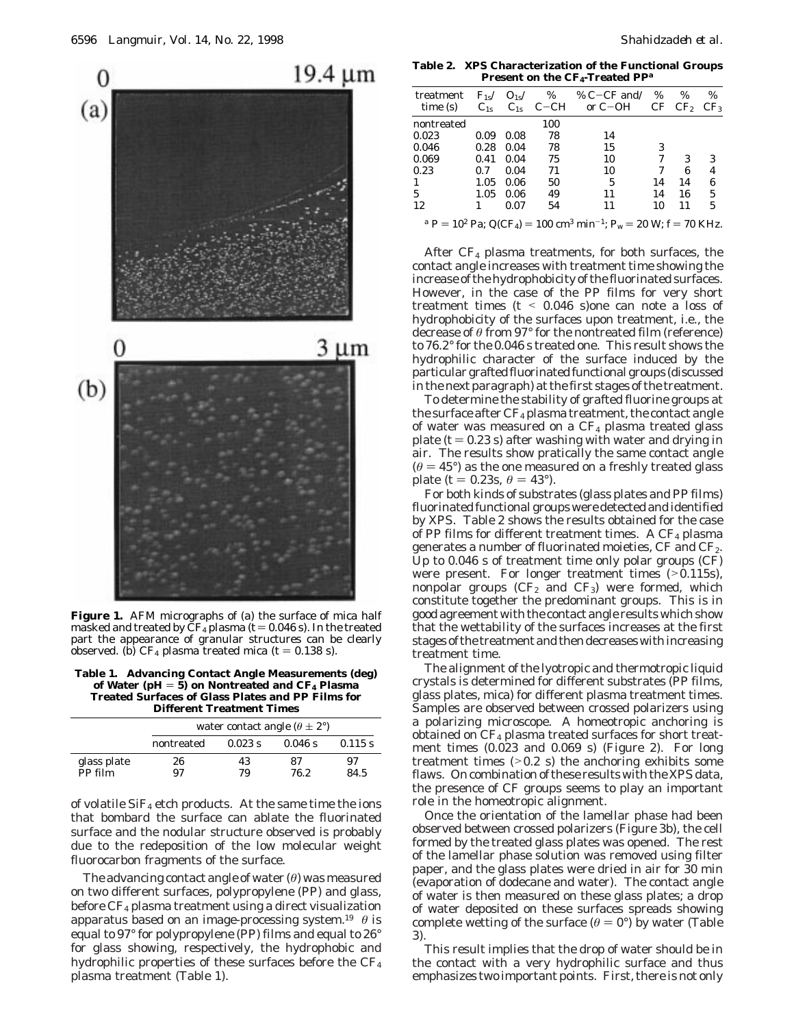**Figure 1.** AFM micrographs of (a) the surface of mica half masked and treated by $CF_4$ plasma ($t = 0.046$ s). In the treated part the appearance of granular structures can be clearly observed. (b) $CF_4$ plasma treated mica ($t = 0.138$ s).

**Table 1. Advancing Contact Angle Measurements (deg) of Water (pH = 5) on Nontreated and $CF_4$ Plasma Treated Surfaces of Glass Plates and PP Films for Different Treatment Times**

| | water contact angle ($\theta \pm 2°$) | | | |
|---|---|---|---|---|
| | nontreated | 0.023 s | 0.046 s | 0.115 s |
| glass plate | 26 | 43 | 87 | 97 |
| PP film | 97 | 79 | 76.2 | 84.5 |

of volatile $SiF_4$ etch products. At the same time the ions that bombard the surface can ablate the fluorinated surface and the nodular structure observed is probably due to the redeposition of the low molecular weight fluorocarbon fragments of the surface.

The advancing contact angle of water ($\theta$) was measured on two different surfaces, polypropylene (PP) and glass, before $CF_4$ plasma treatment using a direct visualization apparatus based on an image-processing system.[19] $\theta$ is equal to 97° for polypropylene (PP) films and equal to 26° for glass showing, respectively, the hydrophobic and hydrophilic properties of these surfaces before the $CF_4$ plasma treatment (Table 1).

**Table 2. XPS Characterization of the Functional Groups Present on the $CF_4$-Treated PP[a]**

| treatment time (s) | $F_{1s}/C_{1s}$ | $O_{1s}/C_{1s}$ | % C–CH | % C–CF and/or C–OH | % CF | % $CF_2$ | % $CF_3$ |
|---|---|---|---|---|---|---|---|
| nontreated | | | 100 | | | | |
| 0.023 | 0.09 | 0.08 | 78 | 14 | | | |
| 0.046 | 0.28 | 0.04 | 78 | 15 | 3 | | |
| 0.069 | 0.41 | 0.04 | 75 | 10 | 7 | 3 | 3 |
| 0.23 | 0.7 | 0.04 | 71 | 10 | 7 | 6 | 4 |
| 1 | 1.05 | 0.06 | 50 | 5 | 14 | 14 | 6 |
| 5 | 1.05 | 0.06 | 49 | 11 | 14 | 16 | 5 |
| 12 | 1 | 0.07 | 54 | 11 | 10 | 11 | 5 |

[a] $P = 10^2$ Pa; $Q(CF_4) = 100$ cm$^3$ min$^{-1}$; $P_w = 20$ W; $f = 70$ KHz.

After $CF_4$ plasma treatments, for both surfaces, the contact angle increases with treatment time showing the increase of the hydrophobicity of the fluorinated surfaces. However, in the case of the PP films for very short treatment times ($t < 0.046$ s) one can note a loss of hydrophobicity of the surfaces upon treatment, i.e., the decrease of $\theta$ from 97° for the nontreated film (reference) to 76.2° for the 0.046 s treated one. This result shows the hydrophilic character of the surface induced by the particular grafted fluorinated functional groups (discussed in the next paragraph) at the first stages of the treatment.

To determine the stability of grafted fluorine groups at the surface after $CF_4$ plasma treatment, the contact angle of water was measured on a $CF_4$ plasma treated glass plate ($t = 0.23$ s) after washing with water and drying in air. The results show pratically the same contact angle ($\theta = 45°$) as the one measured on a freshly treated glass plate ($t = 0.23$s, $\theta = 43°$).

For both kinds of substrates (glass plates and PP films) fluorinated functional groups were detected and identified by XPS. Table 2 shows the results obtained for the case of PP films for different treatment times. A $CF_4$ plasma generates a number of fluorinated moieties, CF and $CF_2$. Up to 0.046 s of treatment time only polar groups (CF) were present. For longer treatment times (>0.115s), nonpolar groups ($CF_2$ and $CF_3$) were formed, which constitute together the predominant groups. This is in good agreement with the contact angle results which show that the wettability of the surfaces increases at the first stages of the treatment and then decreases with increasing treatment time.

The alignment of the lyotropic and thermotropic liquid crystals is determined for different substrates (PP films, glass plates, mica) for different plasma treatment times. Samples are observed between crossed polarizers using a polarizing microscope. A homeotropic anchoring is obtained on $CF_4$ plasma treated surfaces for short treatment times (0.023 and 0.069 s) (Figure 2). For long treatment times (>0.2 s) the anchoring exhibits some flaws. On combination of these results with the XPS data, the presence of CF groups seems to play an important role in the homeotropic alignment.

Once the orientation of the lamellar phase had been observed between crossed polarizers (Figure 3b), the cell formed by the treated glass plates was opened. The rest of the lamellar phase solution was removed using filter paper, and the glass plates were dried in air for 30 min (evaporation of dodecane and water). The contact angle of water is then measured on these glass plates; a drop of water deposited on these surfaces spreads showing complete wetting of the surface ($\theta = 0°$) by water (Table 3).

This result implies that the drop of water should be in the contact with a very hydrophilic surface and thus emphasizes two important points. First, there is not only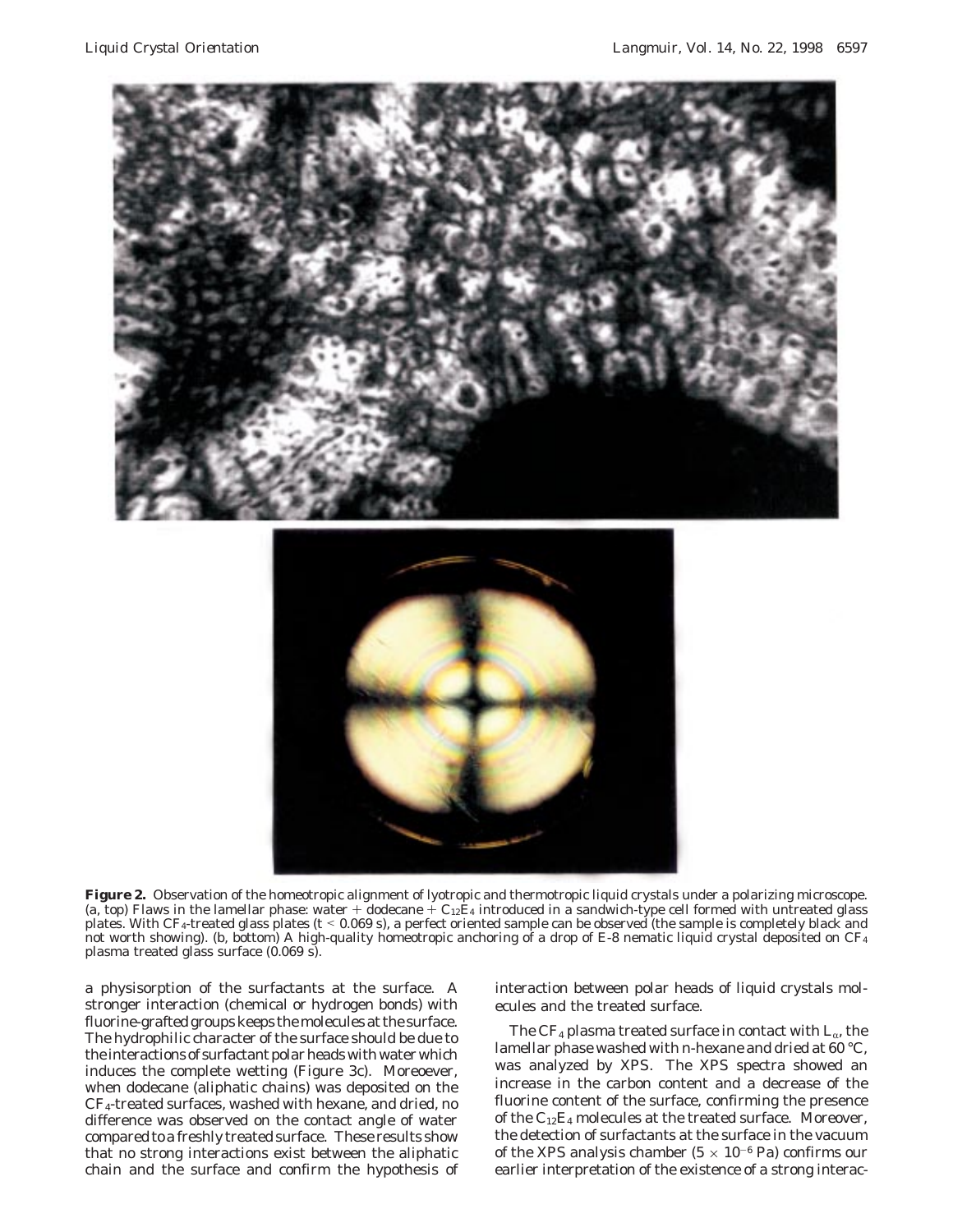**Figure 2.** Observation of the homeotropic alignment of lyotropic and thermotropic liquid crystals under a polarizing microscope. (a, top) Flaws in the lamellar phase: water + dodecane + $C_{12}E_4$ introduced in a sandwich-type cell formed with untreated glass plates. With $CF_4$-treated glass plates ($t < 0.069$ s), a perfect oriented sample can be observed (the sample is completely black and not worth showing). (b, bottom) A high-quality homeotropic anchoring of a drop of E-8 nematic liquid crystal deposited on $CF_4$ plasma treated glass surface (0.069 s).

a physisorption of the surfactants at the surface. A stronger interaction (chemical or hydrogen bonds) with fluorine-grafted groups keeps the molecules at the surface. The hydrophilic character of the surface should be due to the interactions of surfactant polar heads with water which induces the complete wetting (Figure 3c). Moreoever, when dodecane (aliphatic chains) was deposited on the $CF_4$-treated surfaces, washed with hexane, and dried, no difference was observed on the contact angle of water compared to a freshly treated surface. These results show that no strong interactions exist between the aliphatic chain and the surface and confirm the hypothesis of interaction between polar heads of liquid crystals molecules and the treated surface.

The $CF_4$ plasma treated surface in contact with $L_\alpha$, the lamellar phase washed with n-hexane and dried at 60 °C, was analyzed by XPS. The XPS spectra showed an increase in the carbon content and a decrease of the fluorine content of the surface, confirming the presence of the $C_{12}E_4$ molecules at the treated surface. Moreover, the detection of surfactants at the surface in the vacuum of the XPS analysis chamber ($5 \times 10^{-6}$ Pa) confirms our earlier interpretation of the existence of a strong interac-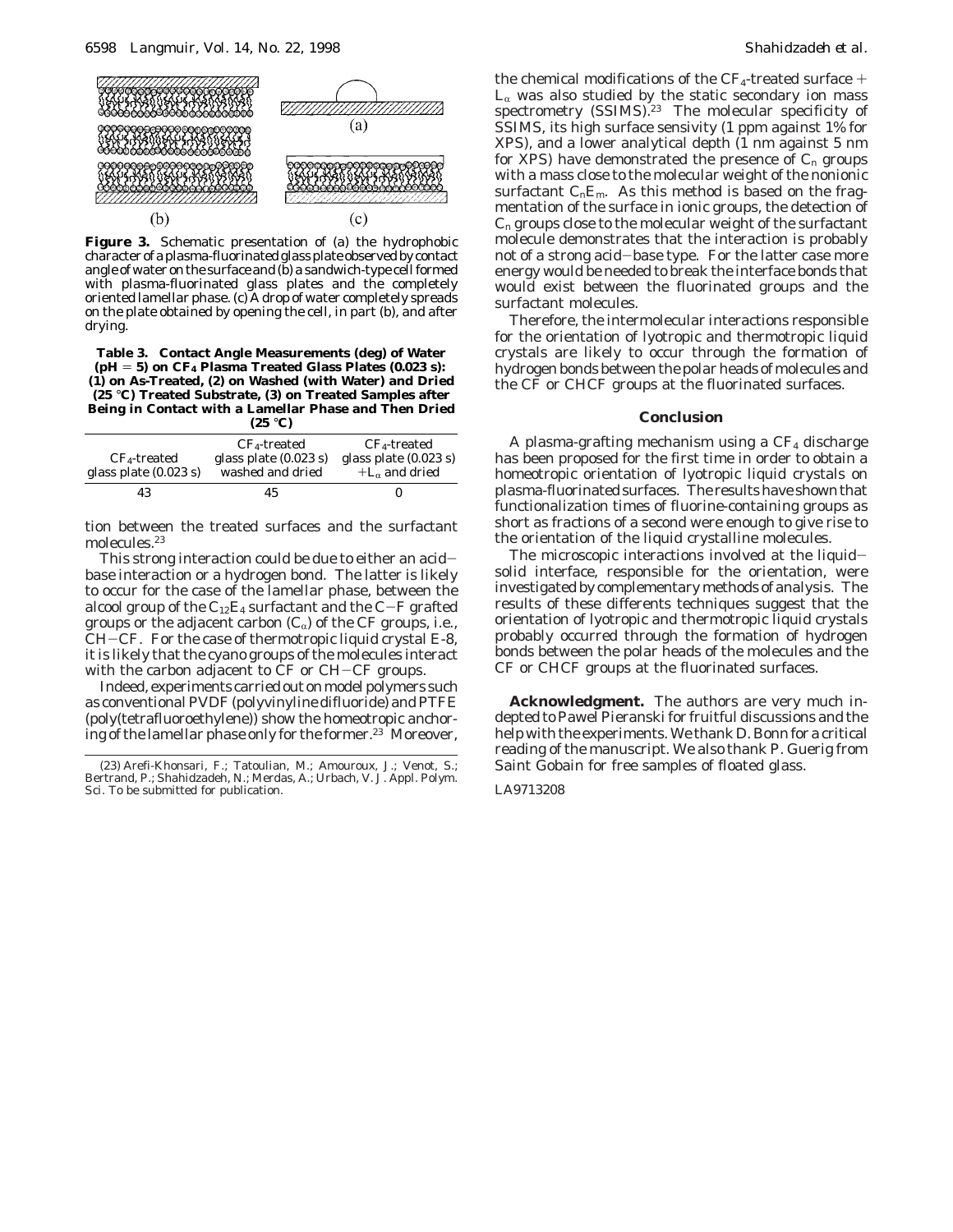**Figure 3.** Schematic presentation of (a) the hydrophobic character of a plasma-fluorinated glass plate observed by contact angle of water on the surface and (b) a sandwich-type cell formed with plasma-fluorinated glass plates and the completely oriented lamellar phase. (c) A drop of water completely spreads on the plate obtained by opening the cell, in part (b), and after drying.

**Table 3. Contact Angle Measurements (deg) of Water (pH = 5) on $CF_4$ Plasma Treated Glass Plates (0.023 s): (1) on As-Treated, (2) on Washed (with Water) and Dried (25 °C) Treated Substrate, (3) on Treated Samples after Being in Contact with a Lamellar Phase and Then Dried (25 °C)**

| $CF_4$-treated glass plate (0.023 s) | $CF_4$-treated glass plate (0.023 s) washed and dried | $CF_4$-treated glass plate (0.023 s) $+L_\alpha$ and dried |
|---|---|---|
| 43 | 45 | 0 |

tion between the treated surfaces and the surfactant molecules.[23]

This strong interaction could be due to either an acid–base interaction or a hydrogen bond. The latter is likely to occur for the case of the lamellar phase, between the alcool group of the $C_{12}E_4$ surfactant and the C–F grafted groups or the adjacent carbon ($C_\alpha$) of the CF groups, i.e., CH–CF. For the case of thermotropic liquid crystal E-8, it is likely that the cyano groups of the molecules interact with the carbon adjacent to CF or CH–CF groups.

Indeed, experiments carried out on model polymers such as conventional PVDF (polyvinyline difluoride) and PTFE (poly(tetrafluoroethylene)) show the homeotropic anchoring of the lamellar phase only for the former.[23] Moreover, the chemical modifications of the $CF_4$-treated surface + $L_\alpha$ was also studied by the static secondary ion mass spectrometry (SSIMS).[23] The molecular specificity of SSIMS, its high surface sensivity (1 ppm against 1% for XPS), and a lower analytical depth (1 nm against 5 nm for XPS) have demonstrated the presence of $C_n$ groups with a mass close to the molecular weight of the nonionic surfactant $C_nE_m$. As this method is based on the fragmentation of the surface in ionic groups, the detection of $C_n$ groups close to the molecular weight of the surfactant molecule demonstrates that the interaction is probably not of a strong acid–base type. For the latter case more energy would be needed to break the interface bonds that would exist between the fluorinated groups and the surfactant molecules.

Therefore, the intermolecular interactions responsible for the orientation of lyotropic and thermotropic liquid crystals are likely to occur through the formation of hydrogen bonds between the polar heads of molecules and the CF or CHCF groups at the fluorinated surfaces.

## Conclusion

A plasma-grafting mechanism using a $CF_4$ discharge has been proposed for the first time in order to obtain a homeotropic orientation of lyotropic liquid crystals on plasma-fluorinated surfaces. The results have shown that functionalization times of fluorine-containing groups as short as fractions of a second were enough to give rise to the orientation of the liquid crystalline molecules.

The microscopic interactions involved at the liquid–solid interface, responsible for the orientation, were investigated by complementary methods of analysis. The results of these differents techniques suggest that the orientation of lyotropic and thermotropic liquid crystals probably occurred through the formation of hydrogen bonds between the polar heads of the molecules and the CF or CHCF groups at the fluorinated surfaces.

**Acknowledgment.** The authors are very much indepted to Pawel Pieranski for fruitful discussions and the help with the experiments. We thank D. Bonn for a critical reading of the manuscript. We also thank P. Guerig from Saint Gobain for free samples of floated glass.

LA9713208

(23) Arefi-Khonsari, F.; Tatoulian, M.; Amouroux, J.; Venot, S.; Bertrand, P.; Shahidzadeh, N.; Merdas, A.; Urbach, V. *J. Appl. Polym. Sci.* To be submitted for publication.